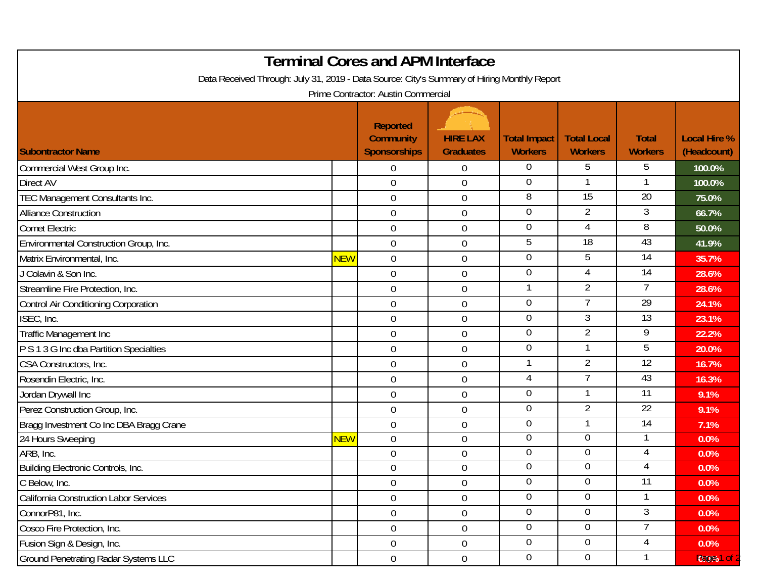# Terminal Cores and APM Interface

Data Received Through: July 31, 2019 - Data Source: City's Summary of Hiring Monthly Report

Prime Contractor: Austin Commercial

| Subontractor Name | | Reported Community Sponsorships | HIRE LAX Graduates | Total Impact Workers | Total Local Workers | Total Workers | Local Hire % (Headcount) |
|---|---|---|---|---|---|---|---|
| Commercial West Group Inc. | | 0 | 0 | 0 | 5 | 5 | 100.0% |
| Direct AV | | 0 | 0 | 0 | 1 | 1 | 100.0% |
| TEC Management Consultants Inc. | | 0 | 0 | 8 | 15 | 20 | 75.0% |
| Alliance Construction | | 0 | 0 | 0 | 2 | 3 | 66.7% |
| Comet Electric | | 0 | 0 | 0 | 4 | 8 | 50.0% |
| Environmental Construction Group, Inc. | | 0 | 0 | 5 | 18 | 43 | 41.9% |
| Matrix Environmental, Inc. | NEW | 0 | 0 | 0 | 5 | 14 | 35.7% |
| J Colavin & Son Inc. | | 0 | 0 | 0 | 4 | 14 | 28.6% |
| Streamline Fire Protection, Inc. | | 0 | 0 | 1 | 2 | 7 | 28.6% |
| Control Air Conditioning Corporation | | 0 | 0 | 0 | 7 | 29 | 24.1% |
| ISEC, Inc. | | 0 | 0 | 0 | 3 | 13 | 23.1% |
| Traffic Management Inc | | 0 | 0 | 0 | 2 | 9 | 22.2% |
| P S 1 3 G Inc dba Partition Specialties | | 0 | 0 | 0 | 1 | 5 | 20.0% |
| CSA Constructors, Inc. | | 0 | 0 | 1 | 2 | 12 | 16.7% |
| Rosendin Electric, Inc. | | 0 | 0 | 4 | 7 | 43 | 16.3% |
| Jordan Drywall Inc | | 0 | 0 | 0 | 1 | 11 | 9.1% |
| Perez Construction Group, Inc. | | 0 | 0 | 0 | 2 | 22 | 9.1% |
| Bragg Investment Co Inc DBA Bragg Crane | | 0 | 0 | 0 | 1 | 14 | 7.1% |
| 24 Hours Sweeping | NEW | 0 | 0 | 0 | 0 | 1 | 0.0% |
| ARB, Inc. | | 0 | 0 | 0 | 0 | 4 | 0.0% |
| Building Electronic Controls, Inc. | | 0 | 0 | 0 | 0 | 4 | 0.0% |
| C Below, Inc. | | 0 | 0 | 0 | 0 | 11 | 0.0% |
| California Construction Labor Services | | 0 | 0 | 0 | 0 | 1 | 0.0% |
| ConnorP81, Inc. | | 0 | 0 | 0 | 0 | 3 | 0.0% |
| Cosco Fire Protection, Inc. | | 0 | 0 | 0 | 0 | 7 | 0.0% |
| Fusion Sign & Design, Inc. | | 0 | 0 | 0 | 0 | 4 | 0.0% |
| Ground Penetrating Radar Systems LLC | | 0 | 0 | 0 | 0 | 1 | 0.0% |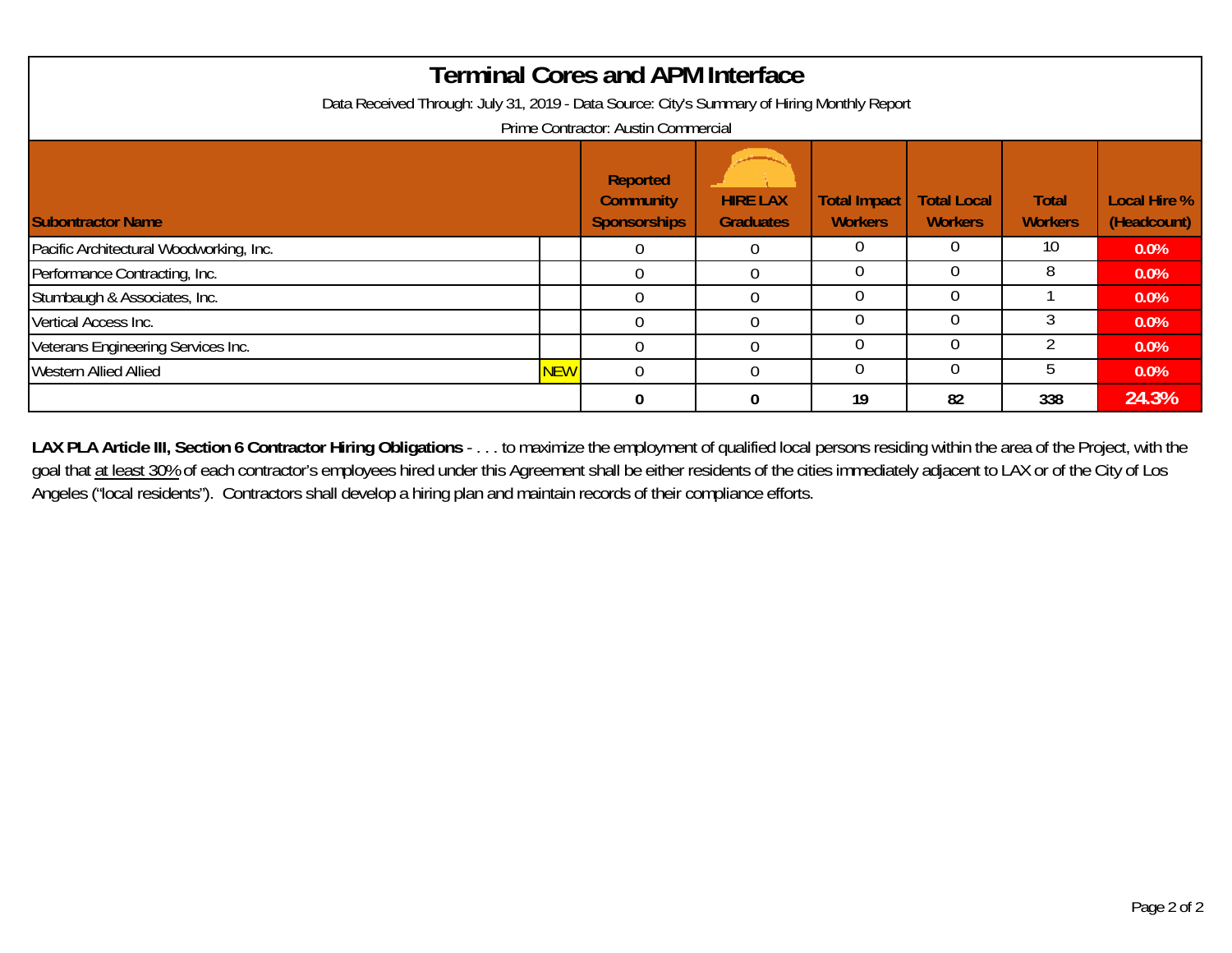# Terminal Cores and APM Interface

Data Received Through: July 31, 2019 - Data Source: City's Summary of Hiring Monthly Report

Prime Contractor: Austin Commercial

| Subcontractor Name | | Reported Community Sponsorships | HIRE LAX Graduates | Total Impact Workers | Total Local Workers | Total Workers | Local Hire % (Headcount) |
|---|---|---|---|---|---|---|---|
| Pacific Architectural Woodworking, Inc. | | 0 | 0 | 0 | 0 | 10 | 0.0% |
| Performance Contracting, Inc. | | 0 | 0 | 0 | 0 | 8 | 0.0% |
| Stumbaugh & Associates, Inc. | | 0 | 0 | 0 | 0 | 1 | 0.0% |
| Vertical Access Inc. | | 0 | 0 | 0 | 0 | 3 | 0.0% |
| Veterans Engineering Services Inc. | | 0 | 0 | 0 | 0 | 2 | 0.0% |
| Western Allied Allied | NEW | 0 | 0 | 0 | 0 | 5 | 0.0% |
| | | **0** | **0** | **19** | **82** | **338** | **24.3%** |

**LAX PLA Article III, Section 6 Contractor Hiring Obligations** - . . . to maximize the employment of qualified local persons residing within the area of the Project, with the goal that at least 30% of each contractor's employees hired under this Agreement shall be either residents of the cities immediately adjacent to LAX or of the City of Los Angeles ("local residents"). Contractors shall develop a hiring plan and maintain records of their compliance efforts.